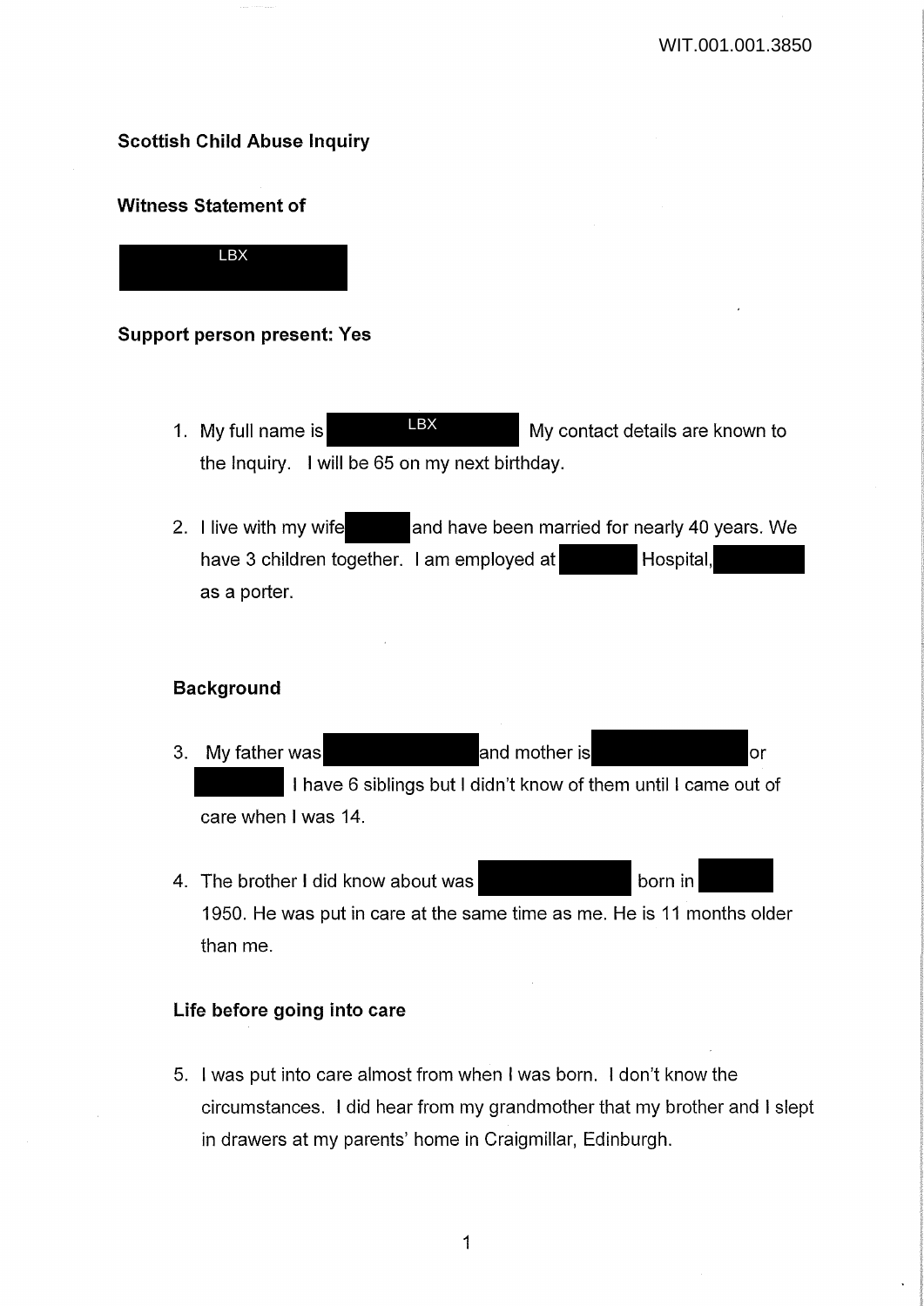**Scottish Child Abuse Inquiry**

**Witness Statement of**

LBX

**Support person present: Yes**

1. My full name is LBX My contact details are known to the Inquiry. I will be 65 on my next birthday.

2. I live with my wife and have been married for nearly 40 years. We have 3 children together. I am employed at Hospital, as a porter.

**Background**

3. My father was and mother is or I have 6 siblings but I didn't know of them until I came out of care when I was 14.

4. The brother I did know about was born in 1950. He was put in care at the same time as me. He is 11 months older than me.

**Life before going into care**

5. I was put into care almost from when I was born. I don't know the circumstances. I did hear from my grandmother that my brother and I slept in drawers at my parents' home in Craigmillar, Edinburgh.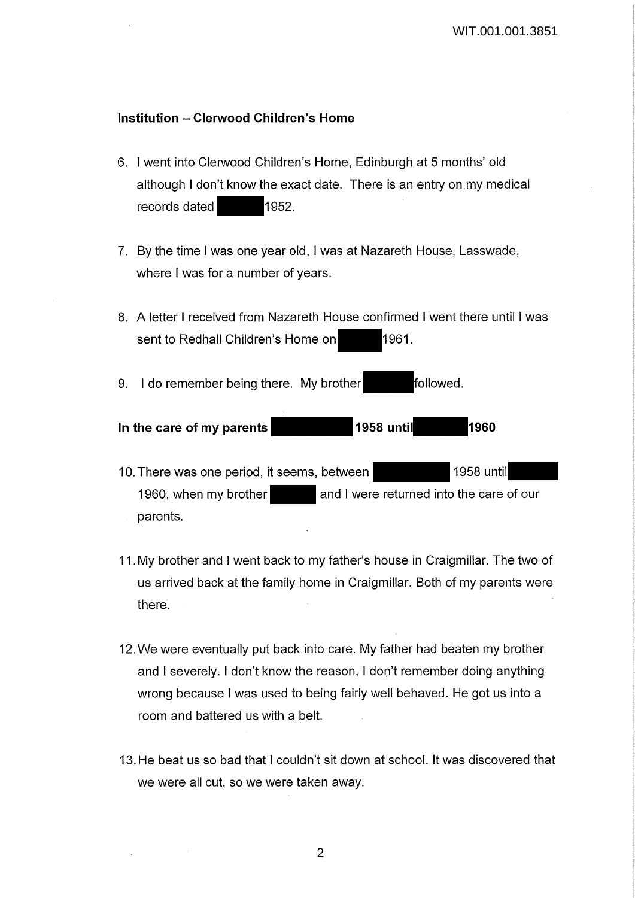## Institution – Clerwood Children's Home

6. I went into Clerwood Children's Home, Edinburgh at 5 months' old although I don't know the exact date. There is an entry on my medical records dated 1952.

7. By the time I was one year old, I was at Nazareth House, Lasswade, where I was for a number of years.

8. A letter I received from Nazareth House confirmed I went there until I was sent to Redhall Children's Home on 1961.

9. I do remember being there. My brother followed.

## In the care of my parents 1958 until 1960

10. There was one period, it seems, between 1958 until 1960, when my brother and I were returned into the care of our parents.

11. My brother and I went back to my father's house in Craigmillar. The two of us arrived back at the family home in Craigmillar. Both of my parents were there.

12. We were eventually put back into care. My father had beaten my brother and I severely. I don't know the reason, I don't remember doing anything wrong because I was used to being fairly well behaved. He got us into a room and battered us with a belt.

13. He beat us so bad that I couldn't sit down at school. It was discovered that we were all cut, so we were taken away.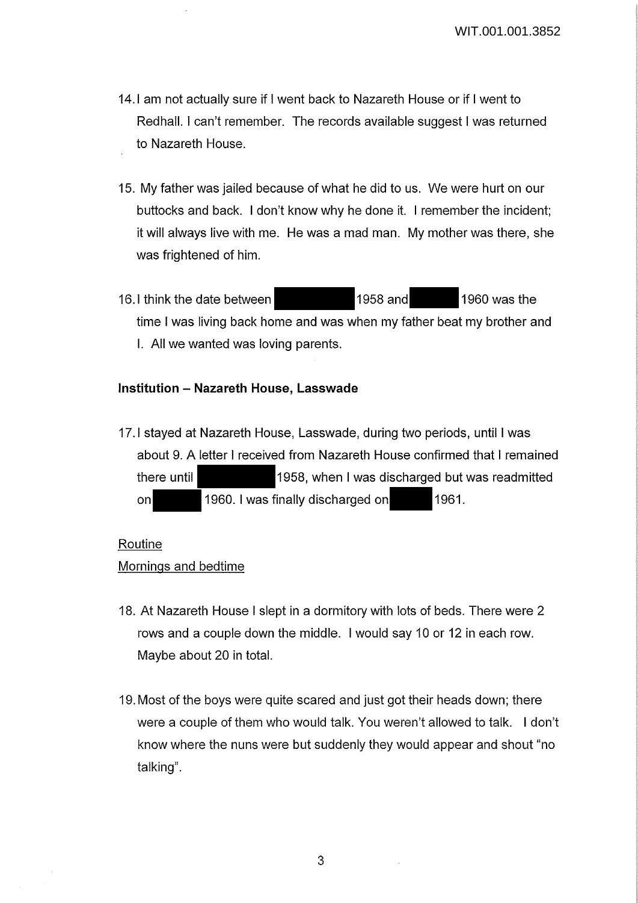14. I am not actually sure if I went back to Nazareth House or if I went to Redhall. I can't remember. The records available suggest I was returned to Nazareth House.

15. My father was jailed because of what he did to us. We were hurt on our buttocks and back. I don't know why he done it. I remember the incident; it will always live with me. He was a mad man. My mother was there, she was frightened of him.

16. I think the date between 1958 and 1960 was the time I was living back home and was when my father beat my brother and I. All we wanted was loving parents.

**Institution – Nazareth House, Lasswade**

17. I stayed at Nazareth House, Lasswade, during two periods, until I was about 9. A letter I received from Nazareth House confirmed that I remained there until 1958, when I was discharged but was readmitted on 1960. I was finally discharged on 1961.

Routine

Mornings and bedtime

18. At Nazareth House I slept in a dormitory with lots of beds. There were 2 rows and a couple down the middle. I would say 10 or 12 in each row. Maybe about 20 in total.

19. Most of the boys were quite scared and just got their heads down; there were a couple of them who would talk. You weren't allowed to talk. I don't know where the nuns were but suddenly they would appear and shout "no talking".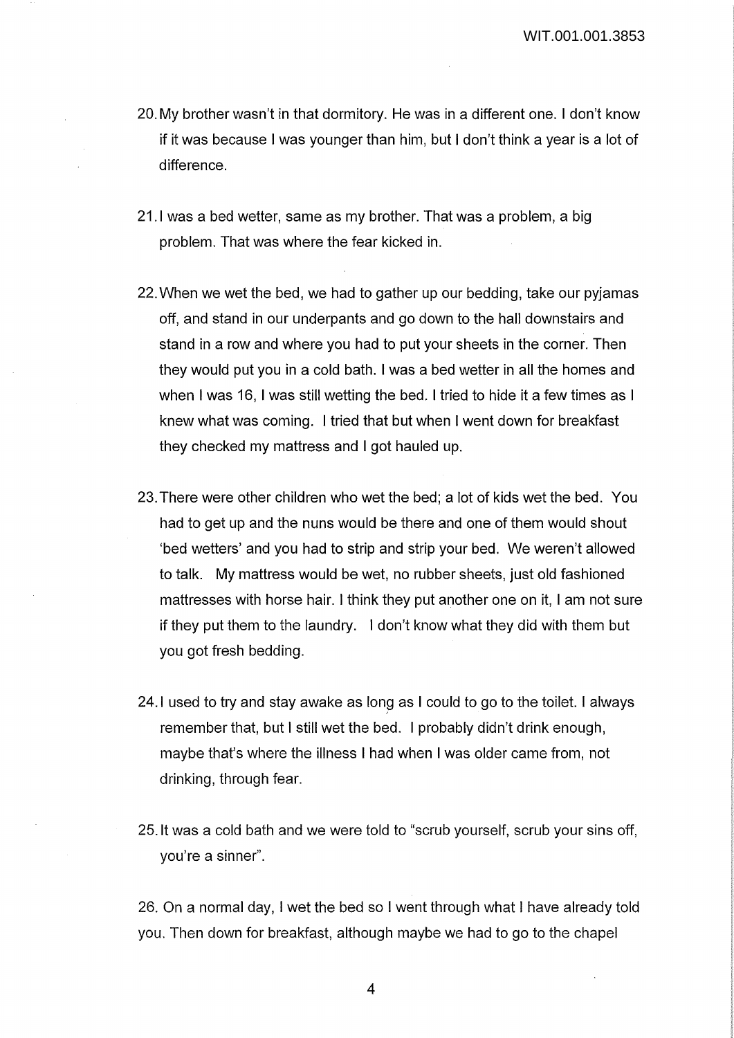20. My brother wasn't in that dormitory. He was in a different one. I don't know if it was because I was younger than him, but I don't think a year is a lot of difference.

21. I was a bed wetter, same as my brother. That was a problem, a big problem. That was where the fear kicked in.

22. When we wet the bed, we had to gather up our bedding, take our pyjamas off, and stand in our underpants and go down to the hall downstairs and stand in a row and where you had to put your sheets in the corner. Then they would put you in a cold bath. I was a bed wetter in all the homes and when I was 16, I was still wetting the bed. I tried to hide it a few times as I knew what was coming. I tried that but when I went down for breakfast they checked my mattress and I got hauled up.

23. There were other children who wet the bed; a lot of kids wet the bed. You had to get up and the nuns would be there and one of them would shout 'bed wetters' and you had to strip and strip your bed. We weren't allowed to talk. My mattress would be wet, no rubber sheets, just old fashioned mattresses with horse hair. I think they put another one on it, I am not sure if they put them to the laundry. I don't know what they did with them but you got fresh bedding.

24. I used to try and stay awake as long as I could to go to the toilet. I always remember that, but I still wet the bed. I probably didn't drink enough, maybe that's where the illness I had when I was older came from, not drinking, through fear.

25. It was a cold bath and we were told to "scrub yourself, scrub your sins off, you're a sinner".

26. On a normal day, I wet the bed so I went through what I have already told you. Then down for breakfast, although maybe we had to go to the chapel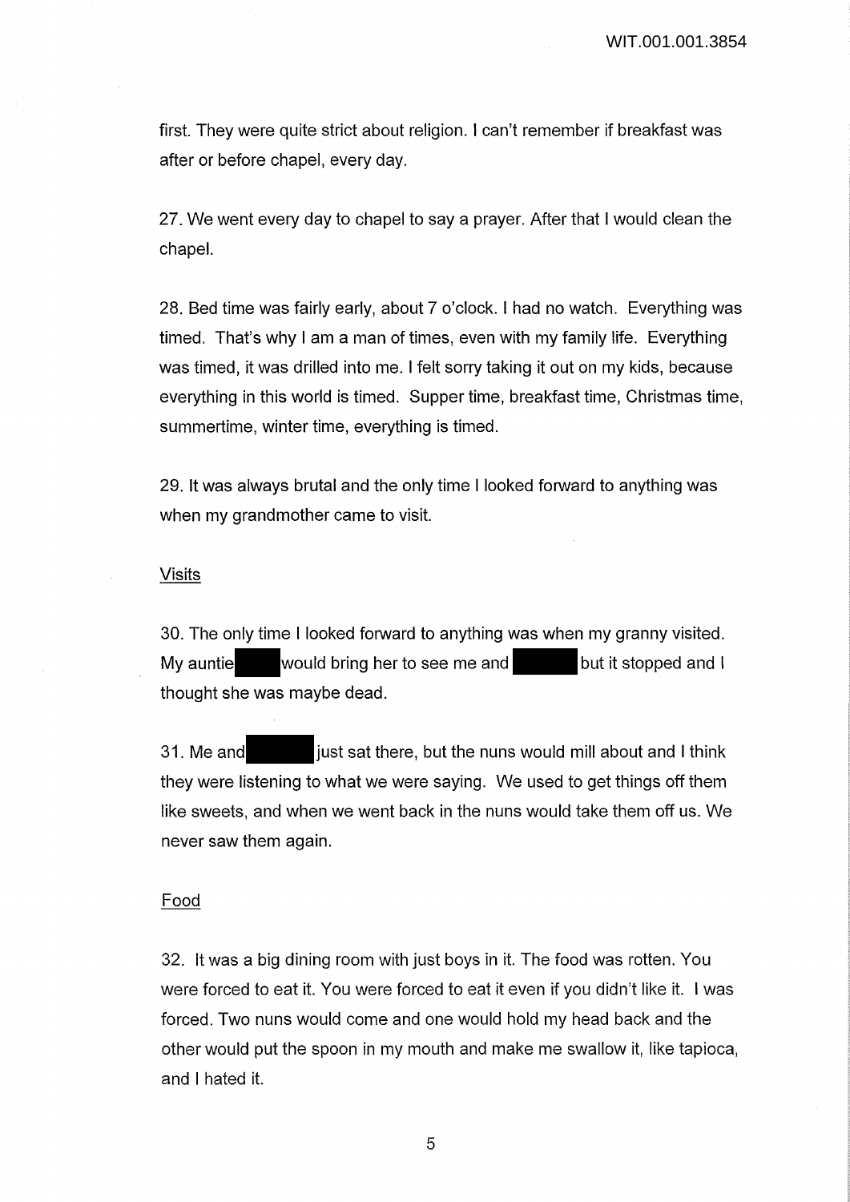first. They were quite strict about religion. I can't remember if breakfast was after or before chapel, every day.

27. We went every day to chapel to say a prayer. After that I would clean the chapel.

28. Bed time was fairly early, about 7 o'clock. I had no watch. Everything was timed. That's why I am a man of times, even with my family life. Everything was timed, it was drilled into me. I felt sorry taking it out on my kids, because everything in this world is timed. Supper time, breakfast time, Christmas time, summertime, winter time, everything is timed.

29. It was always brutal and the only time I looked forward to anything was when my grandmother came to visit.

## Visits

30. The only time I looked forward to anything was when my granny visited. My auntie ████ would bring her to see me and ████ but it stopped and I thought she was maybe dead.

31. Me and ████ just sat there, but the nuns would mill about and I think they were listening to what we were saying. We used to get things off them like sweets, and when we went back in the nuns would take them off us. We never saw them again.

## Food

32. It was a big dining room with just boys in it. The food was rotten. You were forced to eat it. You were forced to eat it even if you didn't like it. I was forced. Two nuns would come and one would hold my head back and the other would put the spoon in my mouth and make me swallow it, like tapioca, and I hated it.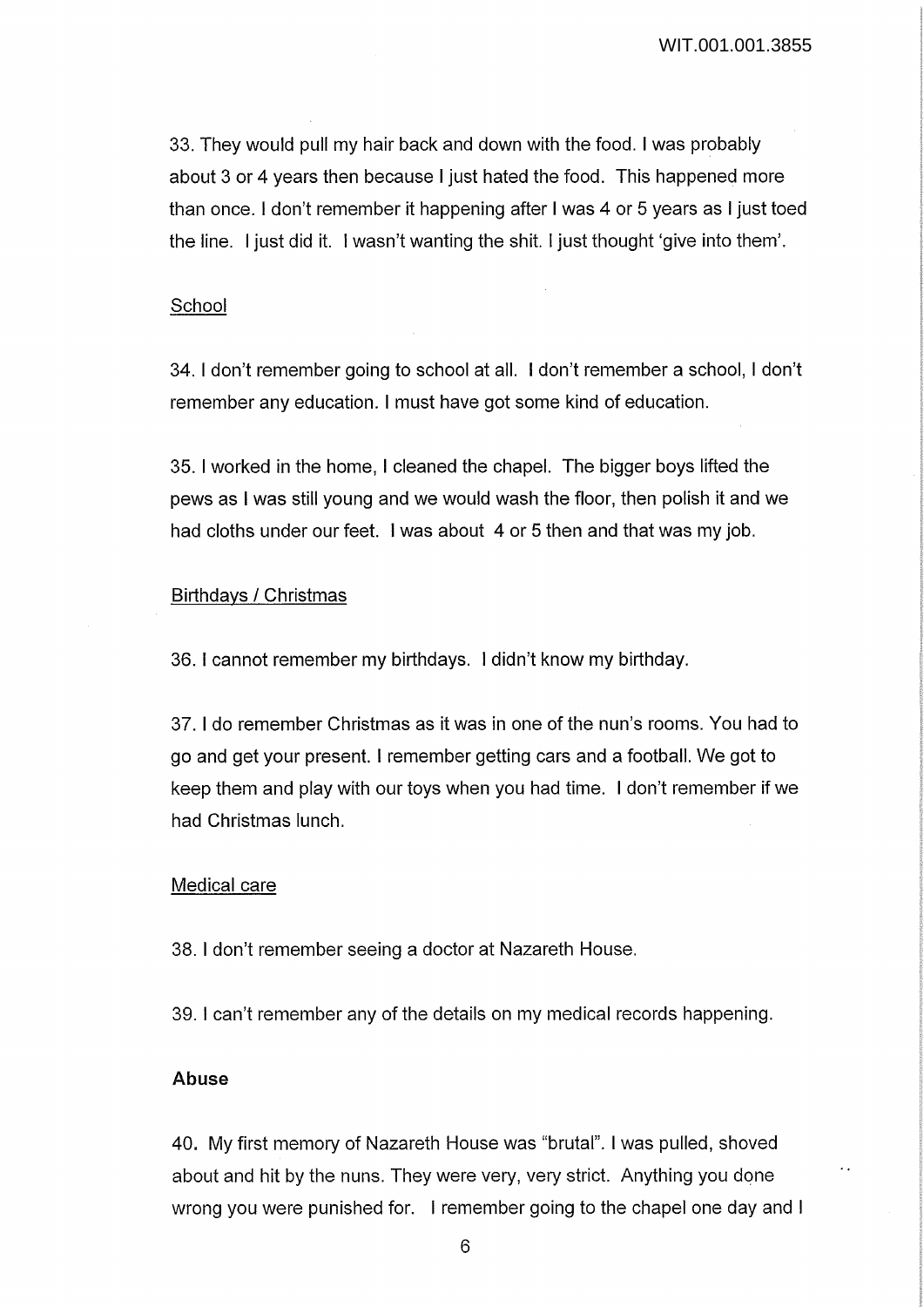33. They would pull my hair back and down with the food. I was probably about 3 or 4 years then because I just hated the food. This happened more than once. I don't remember it happening after I was 4 or 5 years as I just toed the line. I just did it. I wasn't wanting the shit. I just thought 'give into them'.

<u>School</u>

34. I don't remember going to school at all. I don't remember a school, I don't remember any education. I must have got some kind of education.

35. I worked in the home, I cleaned the chapel. The bigger boys lifted the pews as I was still young and we would wash the floor, then polish it and we had cloths under our feet. I was about 4 or 5 then and that was my job.

<u>Birthdays / Christmas</u>

36. I cannot remember my birthdays. I didn't know my birthday.

37. I do remember Christmas as it was in one of the nun's rooms. You had to go and get your present. I remember getting cars and a football. We got to keep them and play with our toys when you had time. I don't remember if we had Christmas lunch.

<u>Medical care</u>

38. I don't remember seeing a doctor at Nazareth House.

39. I can't remember any of the details on my medical records happening.

**Abuse**

40. My first memory of Nazareth House was "brutal". I was pulled, shoved about and hit by the nuns. They were very, very strict. Anything you done wrong you were punished for. I remember going to the chapel one day and I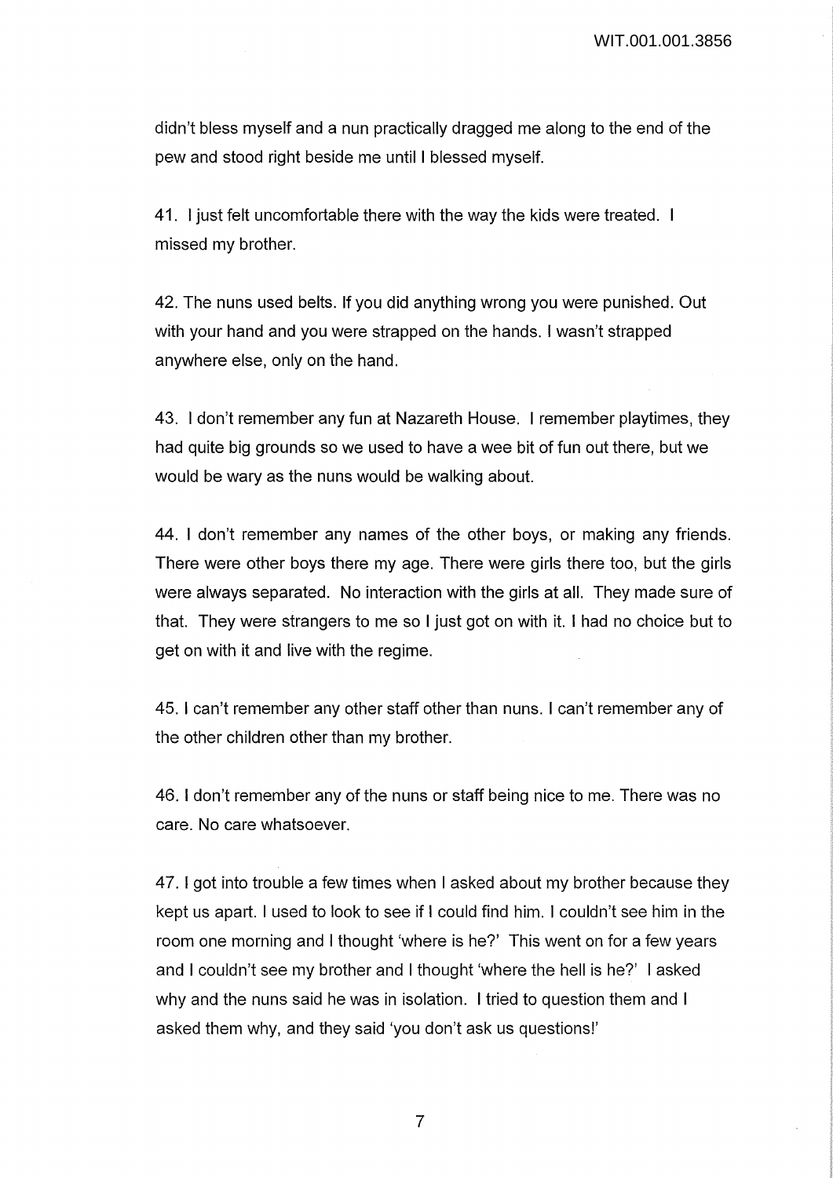didn't bless myself and a nun practically dragged me along to the end of the pew and stood right beside me until I blessed myself.

41. I just felt uncomfortable there with the way the kids were treated. I missed my brother.

42. The nuns used belts. If you did anything wrong you were punished. Out with your hand and you were strapped on the hands. I wasn't strapped anywhere else, only on the hand.

43. I don't remember any fun at Nazareth House. I remember playtimes, they had quite big grounds so we used to have a wee bit of fun out there, but we would be wary as the nuns would be walking about.

44. I don't remember any names of the other boys, or making any friends. There were other boys there my age. There were girls there too, but the girls were always separated. No interaction with the girls at all. They made sure of that. They were strangers to me so I just got on with it. I had no choice but to get on with it and live with the regime.

45. I can't remember any other staff other than nuns. I can't remember any of the other children other than my brother.

46. I don't remember any of the nuns or staff being nice to me. There was no care. No care whatsoever.

47. I got into trouble a few times when I asked about my brother because they kept us apart. I used to look to see if I could find him. I couldn't see him in the room one morning and I thought 'where is he?' This went on for a few years and I couldn't see my brother and I thought 'where the hell is he?' I asked why and the nuns said he was in isolation. I tried to question them and I asked them why, and they said 'you don't ask us questions!'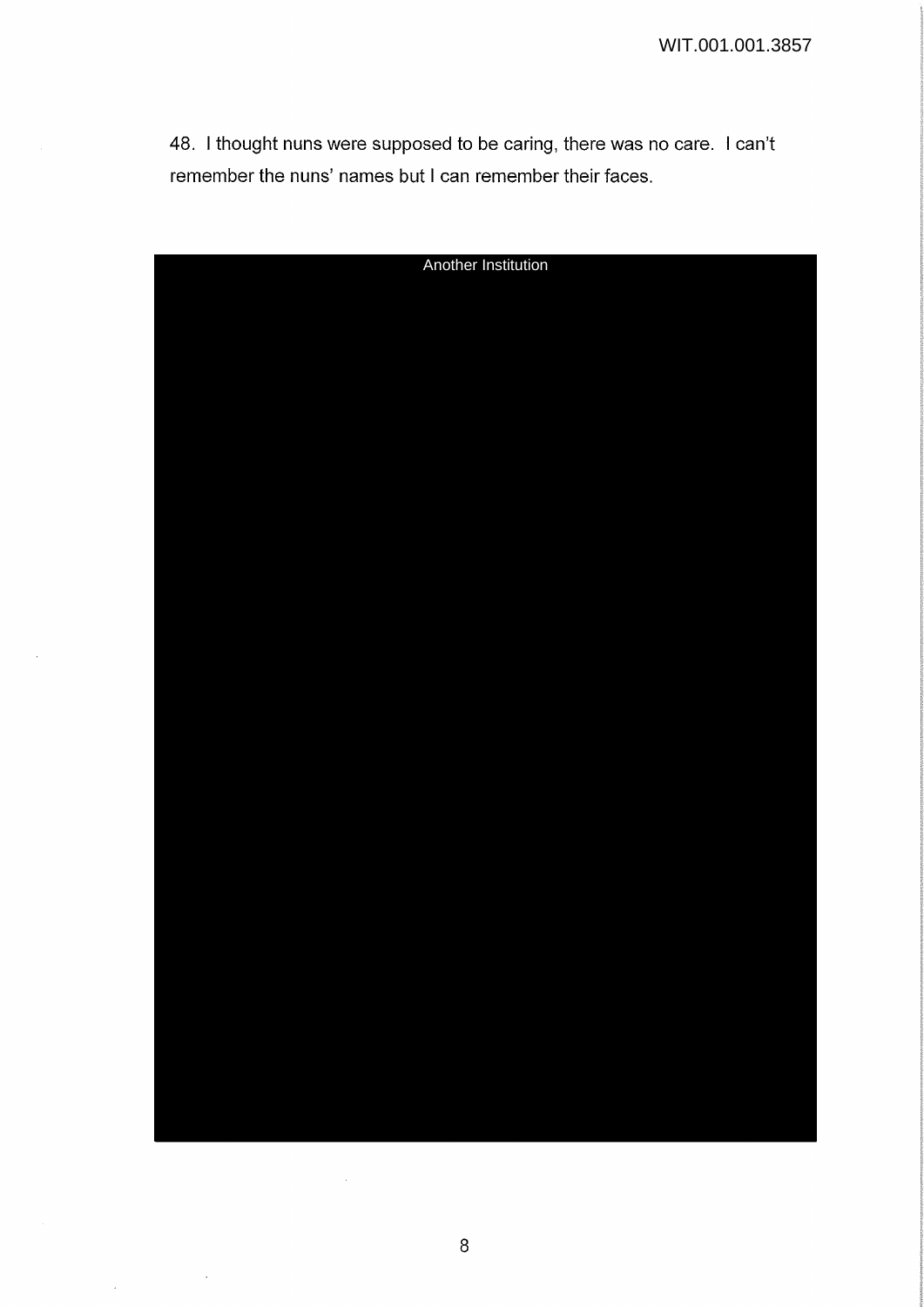48. I thought nuns were supposed to be caring, there was no care. I can't remember the nuns' names but I can remember their faces.

Another Institution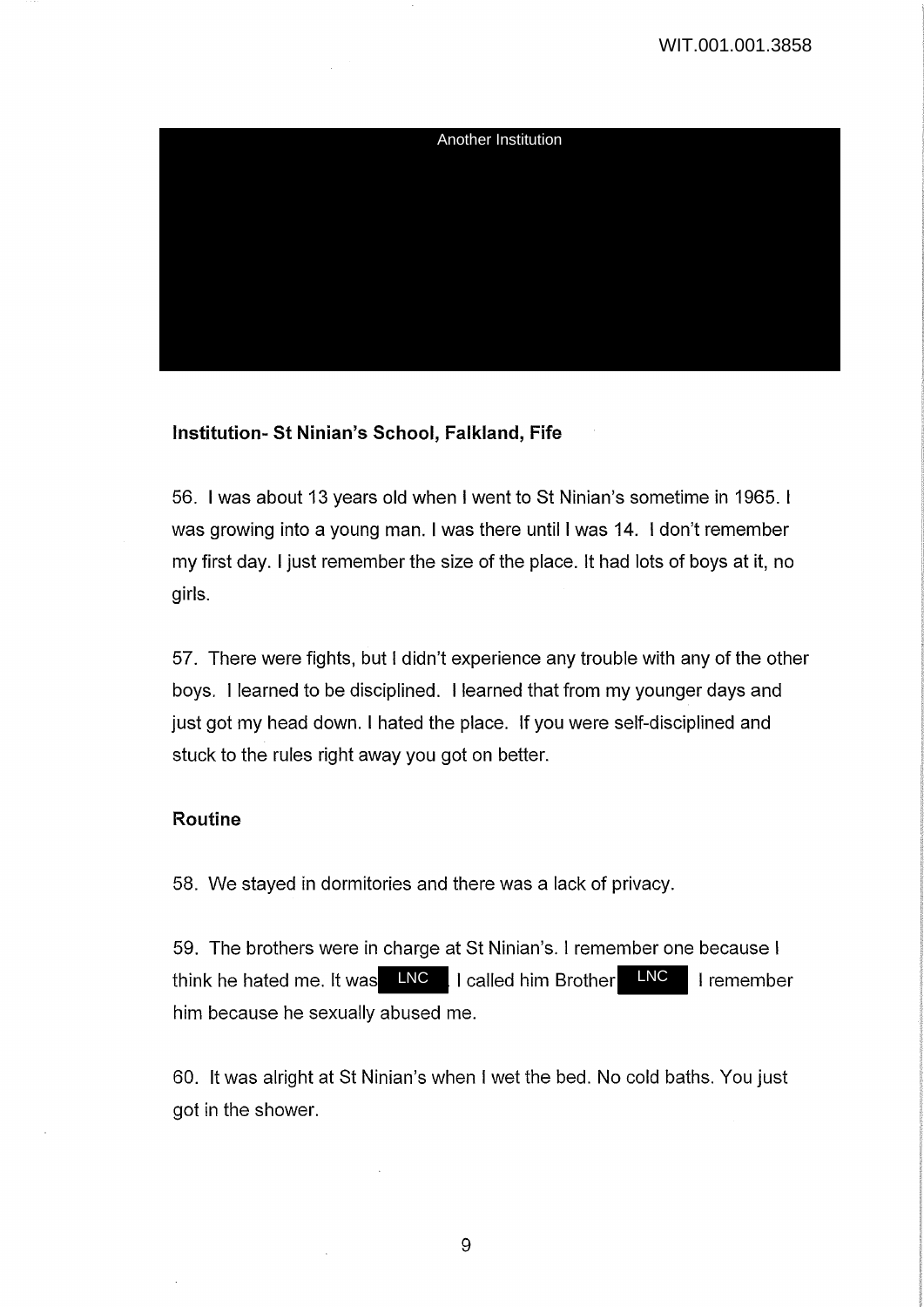Another Institution

**Institution- St Ninian's School, Falkland, Fife**

56. I was about 13 years old when I went to St Ninian's sometime in 1965. I was growing into a young man. I was there until I was 14. I don't remember my first day. I just remember the size of the place. It had lots of boys at it, no girls.

57. There were fights, but I didn't experience any trouble with any of the other boys. I learned to be disciplined. I learned that from my younger days and just got my head down. I hated the place. If you were self-disciplined and stuck to the rules right away you got on better.

**Routine**

58. We stayed in dormitories and there was a lack of privacy.

59. The brothers were in charge at St Ninian's. I remember one because I think he hated me. It was LNC. I called him Brother LNC. I remember him because he sexually abused me.

60. It was alright at St Ninian's when I wet the bed. No cold baths. You just got in the shower.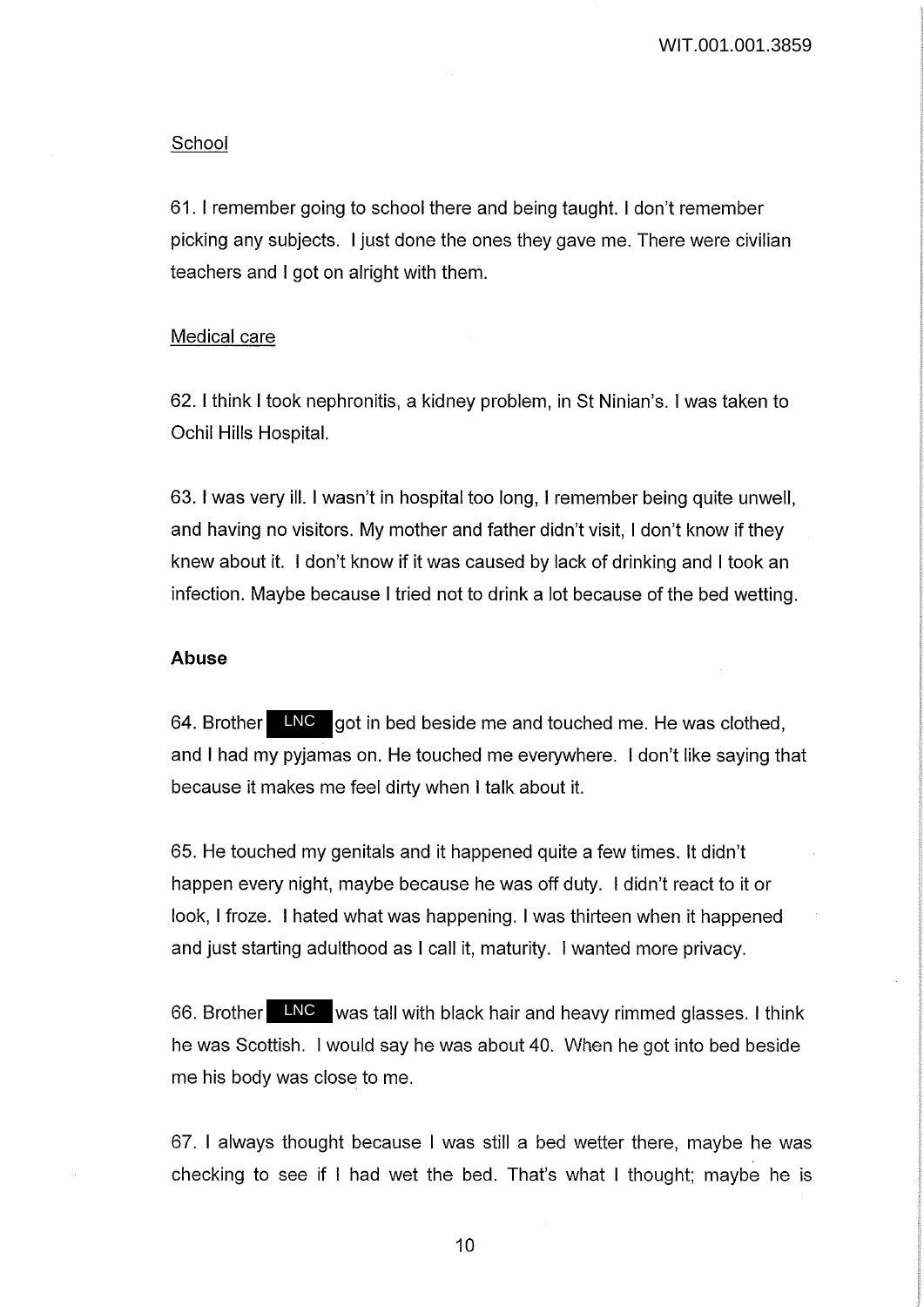## School

61. I remember going to school there and being taught. I don't remember picking any subjects. I just done the ones they gave me. There were civilian teachers and I got on alright with them.

## Medical care

62. I think I took nephronitis, a kidney problem, in St Ninian's. I was taken to Ochil Hills Hospital.

63. I was very ill. I wasn't in hospital too long, I remember being quite unwell, and having no visitors. My mother and father didn't visit, I don't know if they knew about it. I don't know if it was caused by lack of drinking and I took an infection. Maybe because I tried not to drink a lot because of the bed wetting.

## Abuse

64. Brother LNC got in bed beside me and touched me. He was clothed, and I had my pyjamas on. He touched me everywhere. I don't like saying that because it makes me feel dirty when I talk about it.

65. He touched my genitals and it happened quite a few times. It didn't happen every night, maybe because he was off duty. I didn't react to it or look, I froze. I hated what was happening. I was thirteen when it happened and just starting adulthood as I call it, maturity. I wanted more privacy.

66. Brother LNC was tall with black hair and heavy rimmed glasses. I think he was Scottish. I would say he was about 40. When he got into bed beside me his body was close to me.

67. I always thought because I was still a bed wetter there, maybe he was checking to see if I had wet the bed. That's what I thought; maybe he is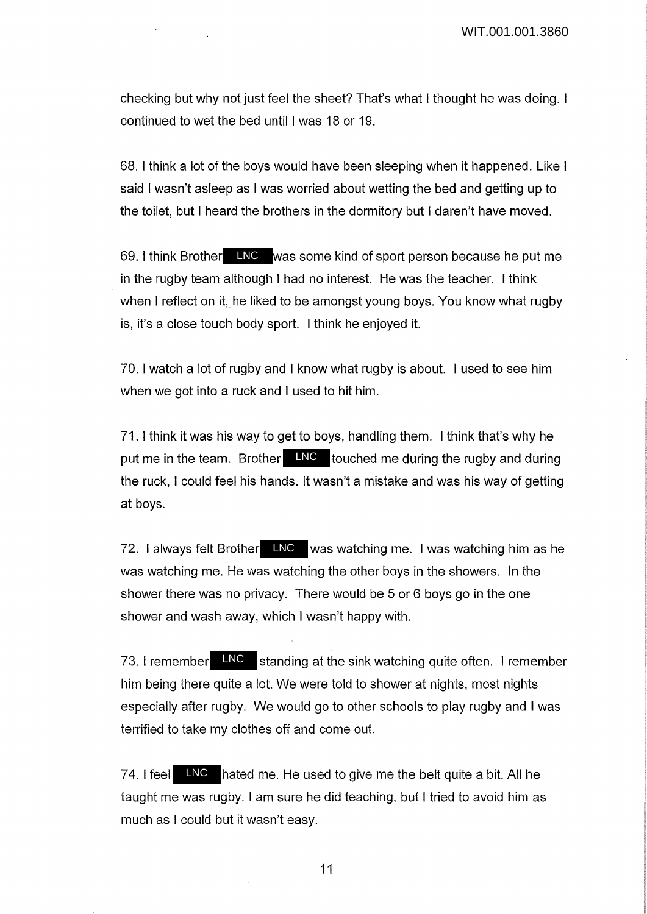checking but why not just feel the sheet? That's what I thought he was doing. I continued to wet the bed until I was 18 or 19.

68. I think a lot of the boys would have been sleeping when it happened. Like I said I wasn't asleep as I was worried about wetting the bed and getting up to the toilet, but I heard the brothers in the dormitory but I daren't have moved.

69. I think Brother LNC was some kind of sport person because he put me in the rugby team although I had no interest. He was the teacher. I think when I reflect on it, he liked to be amongst young boys. You know what rugby is, it's a close touch body sport. I think he enjoyed it.

70. I watch a lot of rugby and I know what rugby is about. I used to see him when we got into a ruck and I used to hit him.

71. I think it was his way to get to boys, handling them. I think that's why he put me in the team. Brother LNC touched me during the rugby and during the ruck, I could feel his hands. It wasn't a mistake and was his way of getting at boys.

72. I always felt Brother LNC was watching me. I was watching him as he was watching me. He was watching the other boys in the showers. In the shower there was no privacy. There would be 5 or 6 boys go in the one shower and wash away, which I wasn't happy with.

73. I remember LNC standing at the sink watching quite often. I remember him being there quite a lot. We were told to shower at nights, most nights especially after rugby. We would go to other schools to play rugby and I was terrified to take my clothes off and come out.

74. I feel LNC hated me. He used to give me the belt quite a bit. All he taught me was rugby. I am sure he did teaching, but I tried to avoid him as much as I could but it wasn't easy.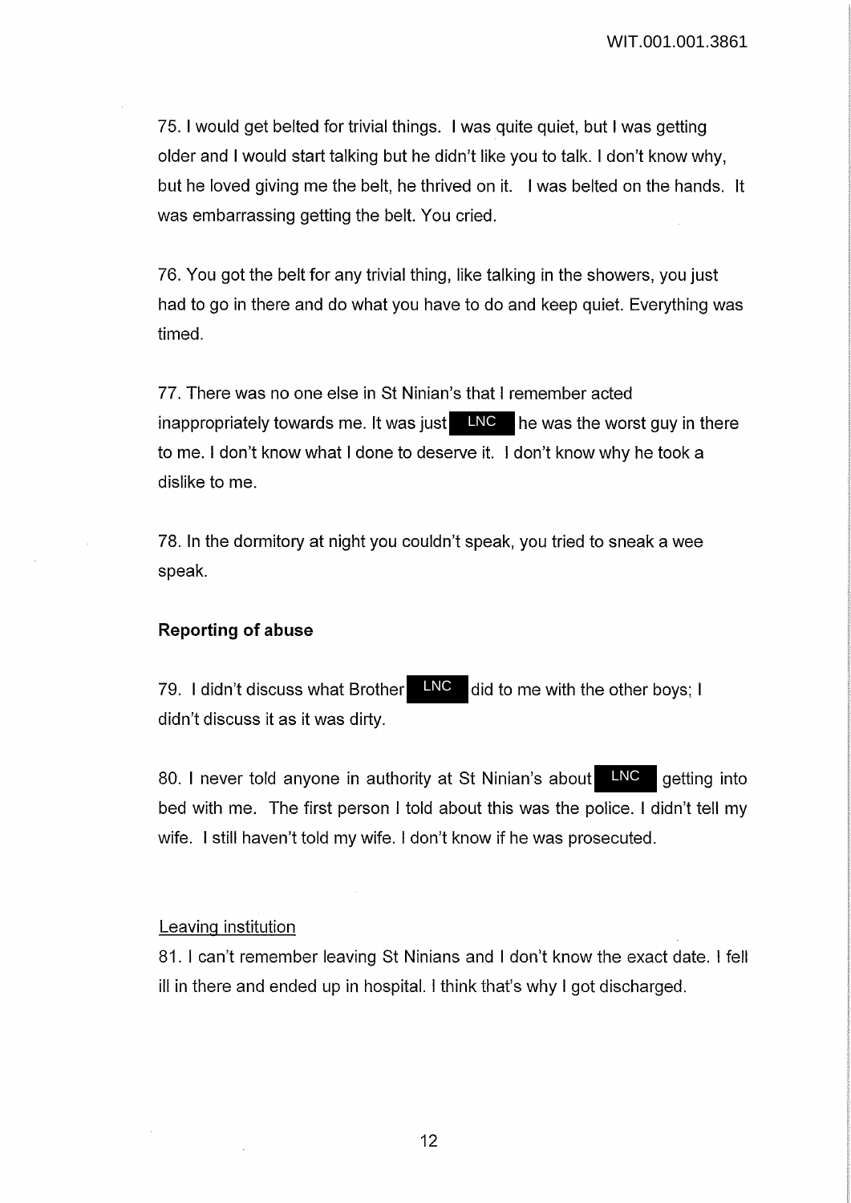75. I would get belted for trivial things. I was quite quiet, but I was getting older and I would start talking but he didn't like you to talk. I don't know why, but he loved giving me the belt, he thrived on it. I was belted on the hands. It was embarrassing getting the belt. You cried.

76. You got the belt for any trivial thing, like talking in the showers, you just had to go in there and do what you have to do and keep quiet. Everything was timed.

77. There was no one else in St Ninian's that I remember acted inappropriately towards me. It was just LNC he was the worst guy in there to me. I don't know what I done to deserve it. I don't know why he took a dislike to me.

78. In the dormitory at night you couldn't speak, you tried to sneak a wee speak.

**Reporting of abuse**

79. I didn't discuss what Brother LNC did to me with the other boys; I didn't discuss it as it was dirty.

80. I never told anyone in authority at St Ninian's about LNC getting into bed with me. The first person I told about this was the police. I didn't tell my wife. I still haven't told my wife. I don't know if he was prosecuted.

Leaving institution

81. I can't remember leaving St Ninians and I don't know the exact date. I fell ill in there and ended up in hospital. I think that's why I got discharged.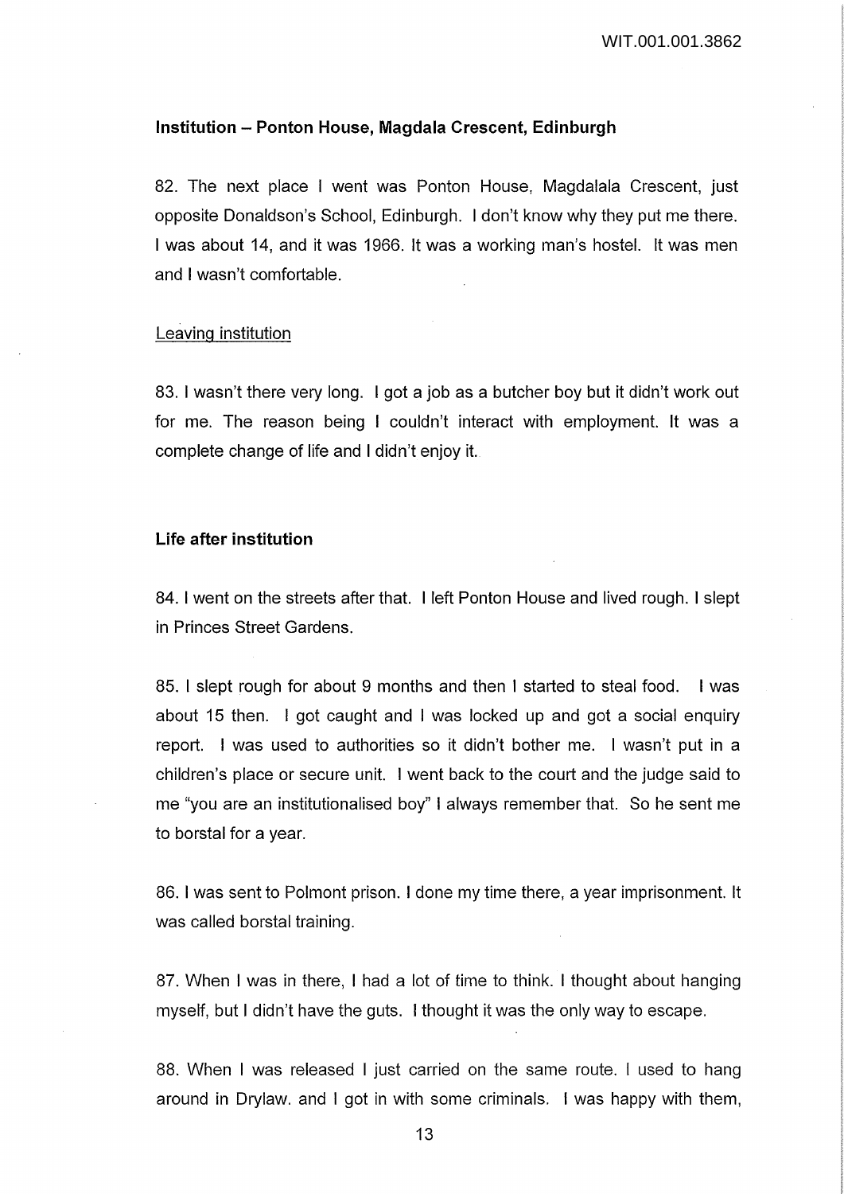### Institution – Ponton House, Magdala Crescent, Edinburgh

82. The next place I went was Ponton House, Magdalala Crescent, just opposite Donaldson's School, Edinburgh. I don't know why they put me there. I was about 14, and it was 1966. It was a working man's hostel. It was men and I wasn't comfortable.

Leaving institution

83. I wasn't there very long. I got a job as a butcher boy but it didn't work out for me. The reason being I couldn't interact with employment. It was a complete change of life and I didn't enjoy it.

### Life after institution

84. I went on the streets after that. I left Ponton House and lived rough. I slept in Princes Street Gardens.

85. I slept rough for about 9 months and then I started to steal food. I was about 15 then. I got caught and I was locked up and got a social enquiry report. I was used to authorities so it didn't bother me. I wasn't put in a children's place or secure unit. I went back to the court and the judge said to me "you are an institutionalised boy" I always remember that. So he sent me to borstal for a year.

86. I was sent to Polmont prison. I done my time there, a year imprisonment. It was called borstal training.

87. When I was in there, I had a lot of time to think. I thought about hanging myself, but I didn't have the guts. I thought it was the only way to escape.

88. When I was released I just carried on the same route. I used to hang around in Drylaw. and I got in with some criminals. I was happy with them,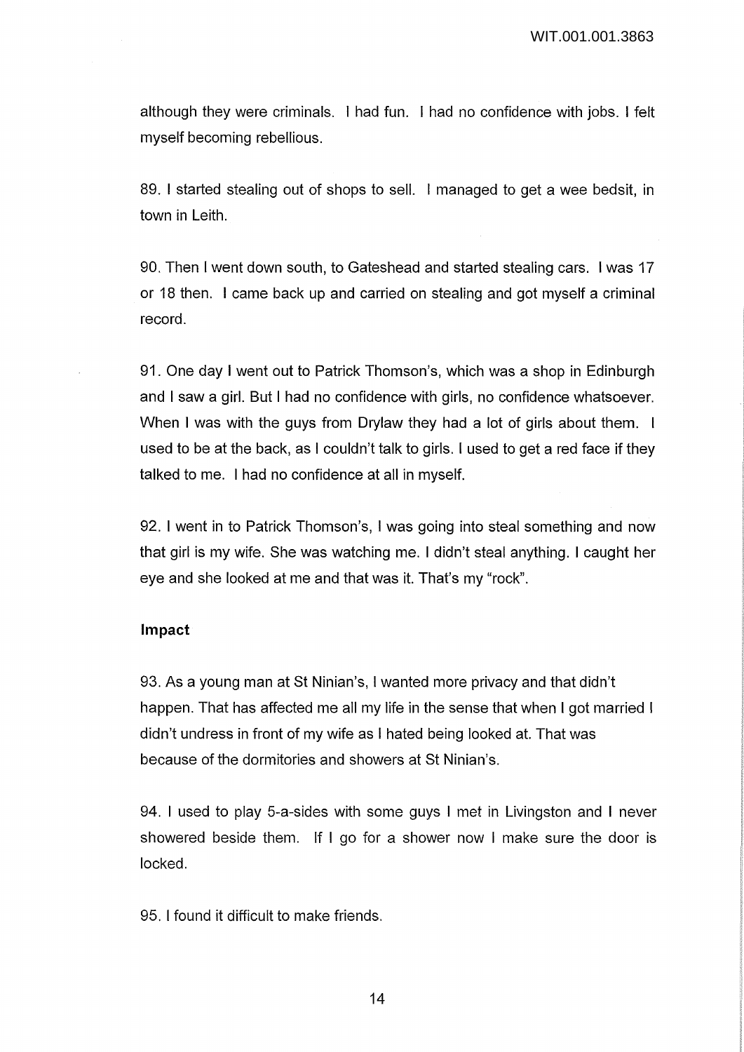although they were criminals. I had fun. I had no confidence with jobs. I felt myself becoming rebellious.

89. I started stealing out of shops to sell. I managed to get a wee bedsit, in town in Leith.

90. Then I went down south, to Gateshead and started stealing cars. I was 17 or 18 then. I came back up and carried on stealing and got myself a criminal record.

91. One day I went out to Patrick Thomson's, which was a shop in Edinburgh and I saw a girl. But I had no confidence with girls, no confidence whatsoever. When I was with the guys from Drylaw they had a lot of girls about them. I used to be at the back, as I couldn't talk to girls. I used to get a red face if they talked to me. I had no confidence at all in myself.

92. I went in to Patrick Thomson's, I was going into steal something and now that girl is my wife. She was watching me. I didn't steal anything. I caught her eye and she looked at me and that was it. That's my "rock".

**Impact**

93. As a young man at St Ninian's, I wanted more privacy and that didn't happen. That has affected me all my life in the sense that when I got married I didn't undress in front of my wife as I hated being looked at. That was because of the dormitories and showers at St Ninian's.

94. I used to play 5-a-sides with some guys I met in Livingston and I never showered beside them. If I go for a shower now I make sure the door is locked.

95. I found it difficult to make friends.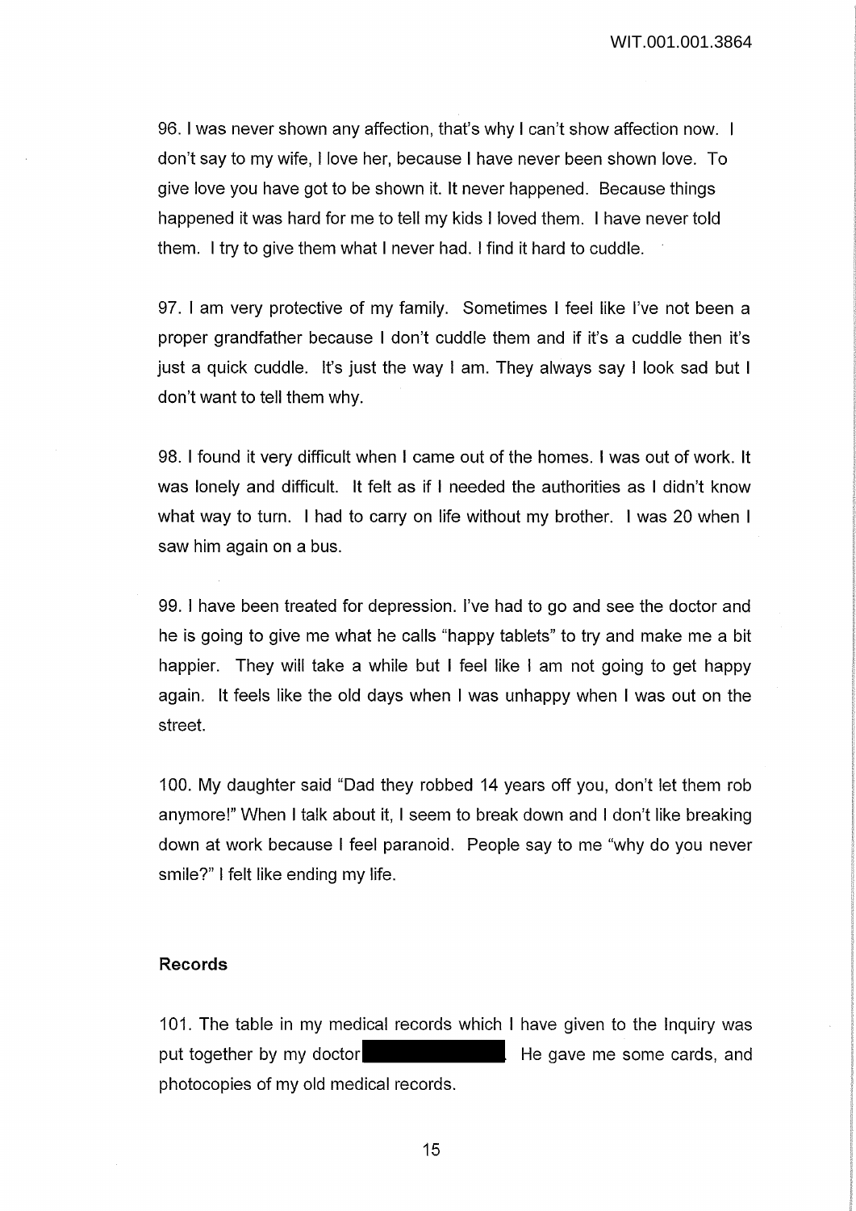96. I was never shown any affection, that's why I can't show affection now. I don't say to my wife, I love her, because I have never been shown love. To give love you have got to be shown it. It never happened. Because things happened it was hard for me to tell my kids I loved them. I have never told them. I try to give them what I never had. I find it hard to cuddle.

97. I am very protective of my family. Sometimes I feel like I've not been a proper grandfather because I don't cuddle them and if it's a cuddle then it's just a quick cuddle. It's just the way I am. They always say I look sad but I don't want to tell them why.

98. I found it very difficult when I came out of the homes. I was out of work. It was lonely and difficult. It felt as if I needed the authorities as I didn't know what way to turn. I had to carry on life without my brother. I was 20 when I saw him again on a bus.

99. I have been treated for depression. I've had to go and see the doctor and he is going to give me what he calls "happy tablets" to try and make me a bit happier. They will take a while but I feel like I am not going to get happy again. It feels like the old days when I was unhappy when I was out on the street.

100. My daughter said "Dad they robbed 14 years off you, don't let them rob anymore!" When I talk about it, I seem to break down and I don't like breaking down at work because I feel paranoid. People say to me "why do you never smile?" I felt like ending my life.

### Records

101. The table in my medical records which I have given to the Inquiry was put together by my doctor [REDACTED]. He gave me some cards, and photocopies of my old medical records.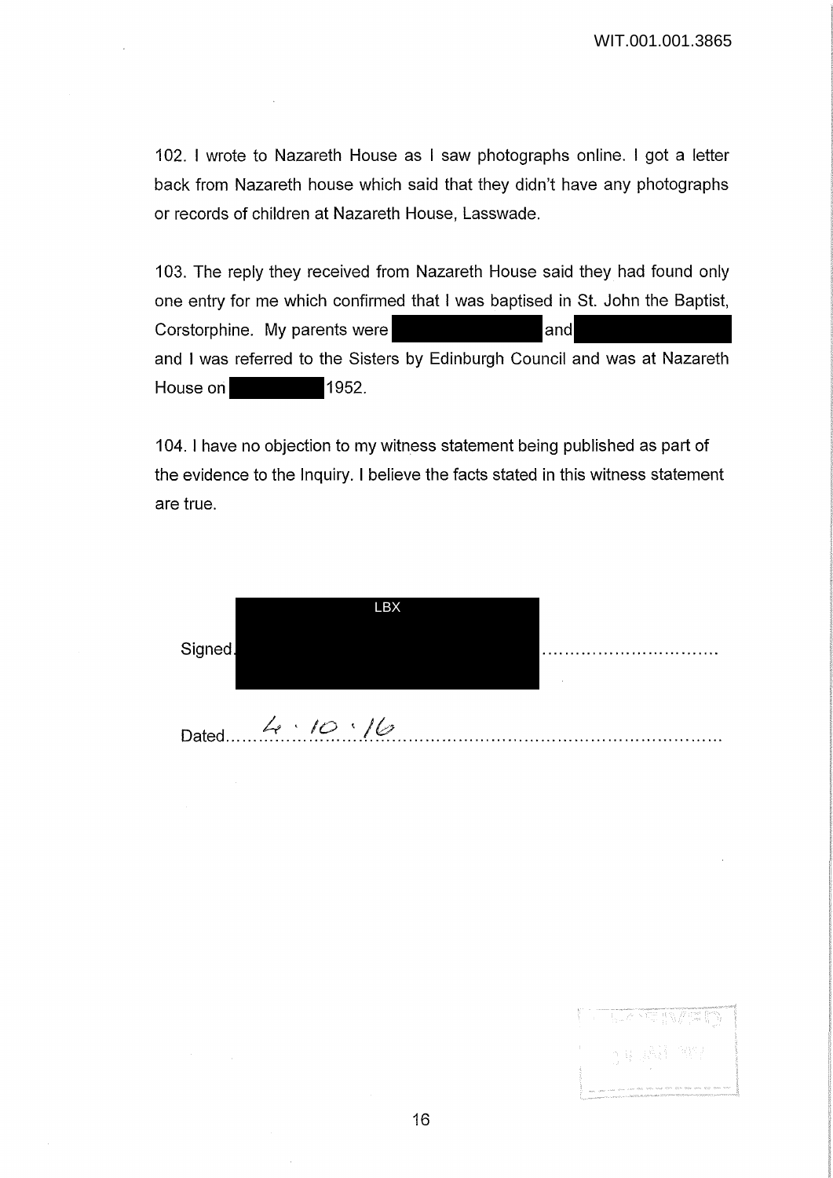102. I wrote to Nazareth House as I saw photographs online. I got a letter back from Nazareth house which said that they didn't have any photographs or records of children at Nazareth House, Lasswade.

103. The reply they received from Nazareth House said they had found only one entry for me which confirmed that I was baptised in St. John the Baptist, Corstorphine. My parents were [REDACTED] and [REDACTED] and I was referred to the Sisters by Edinburgh Council and was at Nazareth House on [REDACTED] 1952.

104. I have no objection to my witness statement being published as part of the evidence to the Inquiry. I believe the facts stated in this witness statement are true.

Signed [REDACTED: LBX] ................................

Dated 4 · 10 · 16 ................................